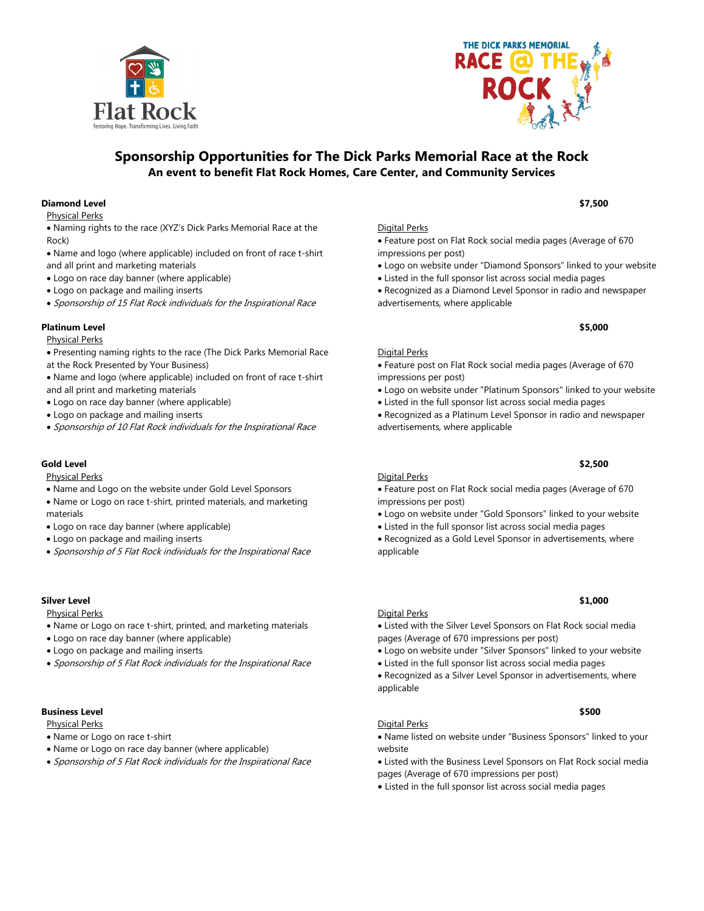# Sponsorship Opportunities for The Dick Parks Memorial Race at the Rock

## An event to benefit Flat Rock Homes, Care Center, and Community Services

### Diamond Level — $7,500

Physical Perks

- Naming rights to the race (XYZ's Dick Parks Memorial Race at the Rock)
- Name and logo (where applicable) included on front of race t-shirt and all print and marketing materials
- Logo on race day banner (where applicable)
- Logo on package and mailing inserts
- *Sponsorship of 15 Flat Rock individuals for the Inspirational Race*

Digital Perks

- Feature post on Flat Rock social media pages (Average of 670 impressions per post)
- Logo on website under "Diamond Sponsors" linked to your website
- Listed in the full sponsor list across social media pages
- Recognized as a Diamond Level Sponsor in radio and newspaper advertisements, where applicable

### Platinum Level — $5,000

Physical Perks

- Presenting naming rights to the race (The Dick Parks Memorial Race at the Rock Presented by Your Business)
- Name and logo (where applicable) included on front of race t-shirt and all print and marketing materials
- Logo on race day banner (where applicable)
- Logo on package and mailing inserts
- *Sponsorship of 10 Flat Rock individuals for the Inspirational Race*

Digital Perks

- Feature post on Flat Rock social media pages (Average of 670 impressions per post)
- Logo on website under "Platinum Sponsors" linked to your website
- Listed in the full sponsor list across social media pages
- Recognized as a Platinum Level Sponsor in radio and newspaper advertisements, where applicable

### Gold Level — $2,500

Physical Perks

- Name and Logo on the website under Gold Level Sponsors
- Name or Logo on race t-shirt, printed materials, and marketing materials
- Logo on race day banner (where applicable)
- Logo on package and mailing inserts
- *Sponsorship of 5 Flat Rock individuals for the Inspirational Race*

Digital Perks

- Feature post on Flat Rock social media pages (Average of 670 impressions per post)
- Logo on website under "Gold Sponsors" linked to your website
- Listed in the full sponsor list across social media pages
- Recognized as a Gold Level Sponsor in advertisements, where applicable

### Silver Level — $1,000

Physical Perks

- Name or Logo on race t-shirt, printed, and marketing materials
- Logo on race day banner (where applicable)
- Logo on package and mailing inserts
- *Sponsorship of 5 Flat Rock individuals for the Inspirational Race*

Digital Perks

- Listed with the Silver Level Sponsors on Flat Rock social media pages (Average of 670 impressions per post)
- Logo on website under "Silver Sponsors" linked to your website
- Listed in the full sponsor list across social media pages
- Recognized as a Silver Level Sponsor in advertisements, where applicable

### Business Level — $500

Physical Perks

- Name or Logo on race t-shirt
- Name or Logo on race day banner (where applicable)
- *Sponsorship of 5 Flat Rock individuals for the Inspirational Race*

Digital Perks

- Name listed on website under "Business Sponsors" linked to your website
- Listed with the Business Level Sponsors on Flat Rock social media pages (Average of 670 impressions per post)
- Listed in the full sponsor list across social media pages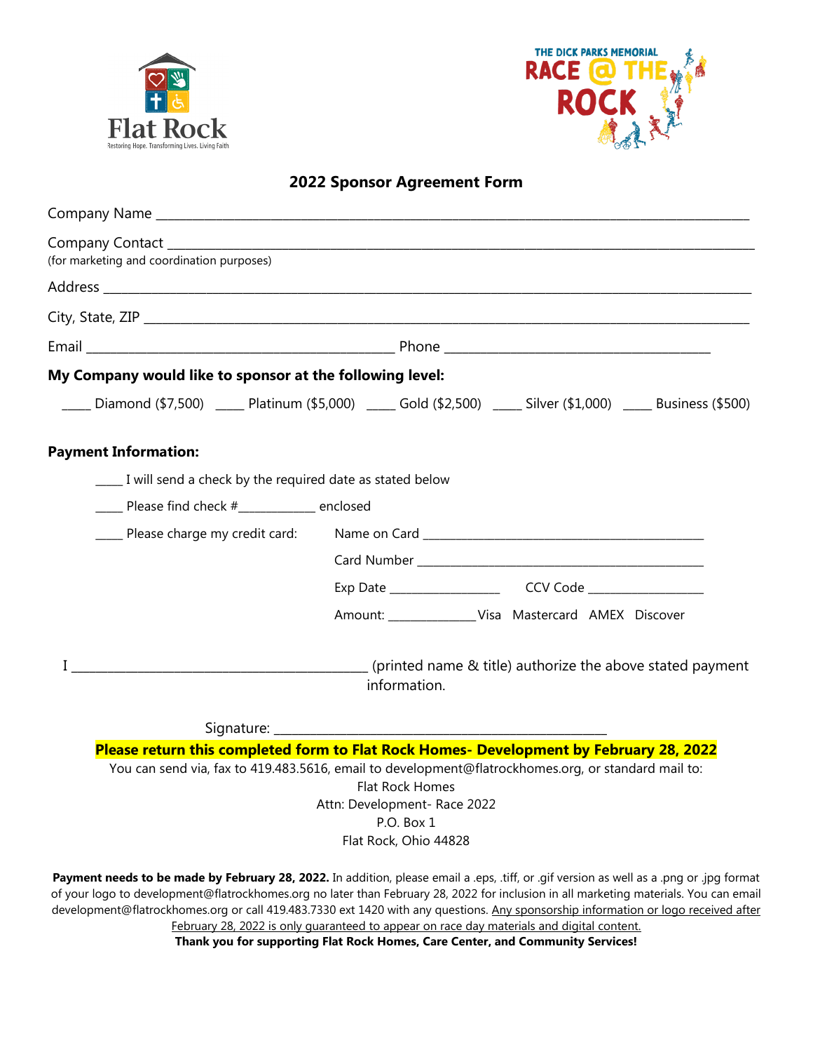Flat Rock

Restoring Hope. Transforming Lives. Living Faith

THE DICK PARKS MEMORIAL RACE @ THE ROCK

## 2022 Sponsor Agreement Form

Company Name ____________________________________________

Company Contact ____________________________________________
(for marketing and coordination purposes)

Address ____________________________________________

City, State, ZIP ____________________________________________

Email ______________________ Phone ______________________

**My Company would like to sponsor at the following level:**

____ Diamond ($7,500) ____ Platinum ($5,000) ____ Gold ($2,500) ____ Silver ($1,000) ____ Business ($500)

**Payment Information:**

____ I will send a check by the required date as stated below

____ Please find check #__________ enclosed

____ Please charge my credit card: Name on Card ______________________

Card Number ______________________

Exp Date ____________ CCV Code ____________

Amount: ____________ Visa Mastercard AMEX Discover

I ______________________ (printed name & title) authorize the above stated payment information.

Signature: ______________________

**Please return this completed form to Flat Rock Homes- Development by February 28, 2022**

You can send via, fax to 419.483.5616, email to development@flatrockhomes.org, or standard mail to:
Flat Rock Homes
Attn: Development- Race 2022
P.O. Box 1
Flat Rock, Ohio 44828

**Payment needs to be made by February 28, 2022.** In addition, please email a .eps, .tiff, or .gif version as well as a .png or .jpg format of your logo to development@flatrockhomes.org no later than February 28, 2022 for inclusion in all marketing materials. You can email development@flatrockhomes.org or call 419.483.7330 ext 1420 with any questions. Any sponsorship information or logo received after February 28, 2022 is only guaranteed to appear on race day materials and digital content.

**Thank you for supporting Flat Rock Homes, Care Center, and Community Services!**